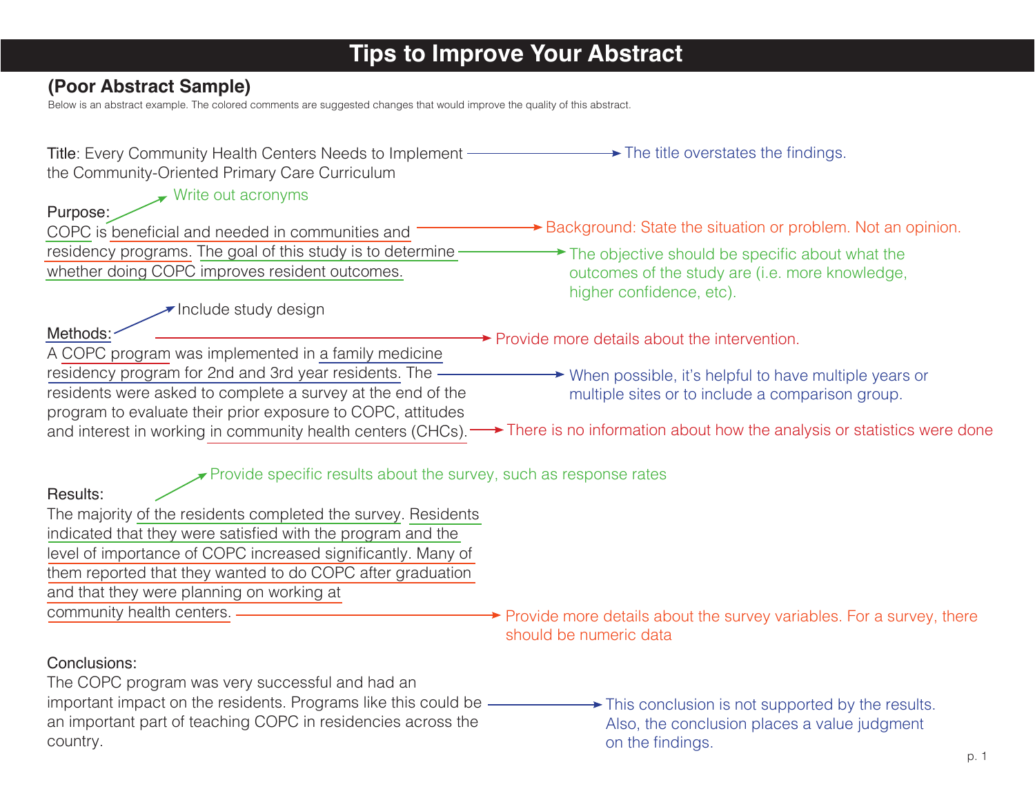# Tips to Improve Your Abstract

## (Poor Abstract Sample)

Below is an abstract example. The colored comments are suggested changes that would improve the quality of this abstract.

**Title**: Every Community Health Centers Needs to Implement the Community-Oriented Primary Care Curriculum

→ *The title overstates the findings.*

**Purpose:**

→ *Write out acronyms*

COPC is beneficial and needed in communities and residency programs. The goal of this study is to determine whether doing COPC improves resident outcomes.

→ *Background: State the situation or problem. Not an opinion.*

→ *The objective should be specific about what the outcomes of the study are (i.e. more knowledge, higher confidence, etc).*

**Methods:**

→ *Include study design*

→ *Provide more details about the intervention.*

A COPC program was implemented in a family medicine residency program for 2nd and 3rd year residents. The residents were asked to complete a survey at the end of the program to evaluate their prior exposure to COPC, attitudes and interest in working in community health centers (CHCs).

→ *When possible, it's helpful to have multiple years or multiple sites or to include a comparison group.*

→ *There is no information about how the analysis or statistics were done*

**Results:**

→ *Provide specific results about the survey, such as response rates*

The majority of the residents completed the survey. Residents indicated that they were satisfied with the program and the level of importance of COPC increased significantly. Many of them reported that they wanted to do COPC after graduation and that they were planning on working at community health centers.

→ *Provide more details about the survey variables. For a survey, there should be numeric data*

**Conclusions:**

The COPC program was very successful and had an important impact on the residents. Programs like this could be an important part of teaching COPC in residencies across the country.

→ *This conclusion is not supported by the results. Also, the conclusion places a value judgment on the findings.*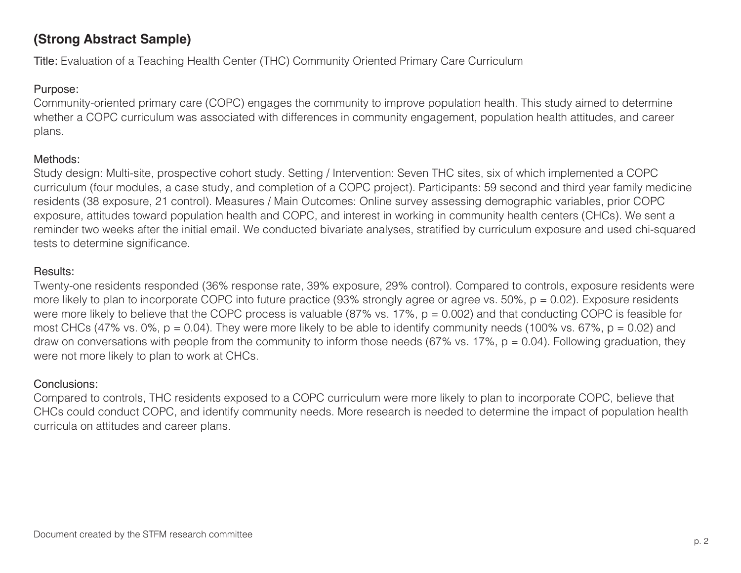## (Strong Abstract Sample)

Title: Evaluation of a Teaching Health Center (THC) Community Oriented Primary Care Curriculum

### Purpose:

Community-oriented primary care (COPC) engages the community to improve population health. This study aimed to determine whether a COPC curriculum was associated with differences in community engagement, population health attitudes, and career plans.

### Methods:

Study design: Multi-site, prospective cohort study. Setting / Intervention: Seven THC sites, six of which implemented a COPC curriculum (four modules, a case study, and completion of a COPC project). Participants: 59 second and third year family medicine residents (38 exposure, 21 control). Measures / Main Outcomes: Online survey assessing demographic variables, prior COPC exposure, attitudes toward population health and COPC, and interest in working in community health centers (CHCs). We sent a reminder two weeks after the initial email. We conducted bivariate analyses, stratified by curriculum exposure and used chi-squared tests to determine significance.

### Results:

Twenty-one residents responded (36% response rate, 39% exposure, 29% control). Compared to controls, exposure residents were more likely to plan to incorporate COPC into future practice (93% strongly agree or agree vs. 50%, $p = 0.02$). Exposure residents were more likely to believe that the COPC process is valuable (87% vs. 17%, $p = 0.002$) and that conducting COPC is feasible for most CHCs (47% vs. 0%, $p = 0.04$). They were more likely to be able to identify community needs (100% vs. 67%, $p = 0.02$) and draw on conversations with people from the community to inform those needs (67% vs. 17%, $p = 0.04$). Following graduation, they were not more likely to plan to work at CHCs.

### Conclusions:

Compared to controls, THC residents exposed to a COPC curriculum were more likely to plan to incorporate COPC, believe that CHCs could conduct COPC, and identify community needs. More research is needed to determine the impact of population health curricula on attitudes and career plans.

Document created by the STFM research committee